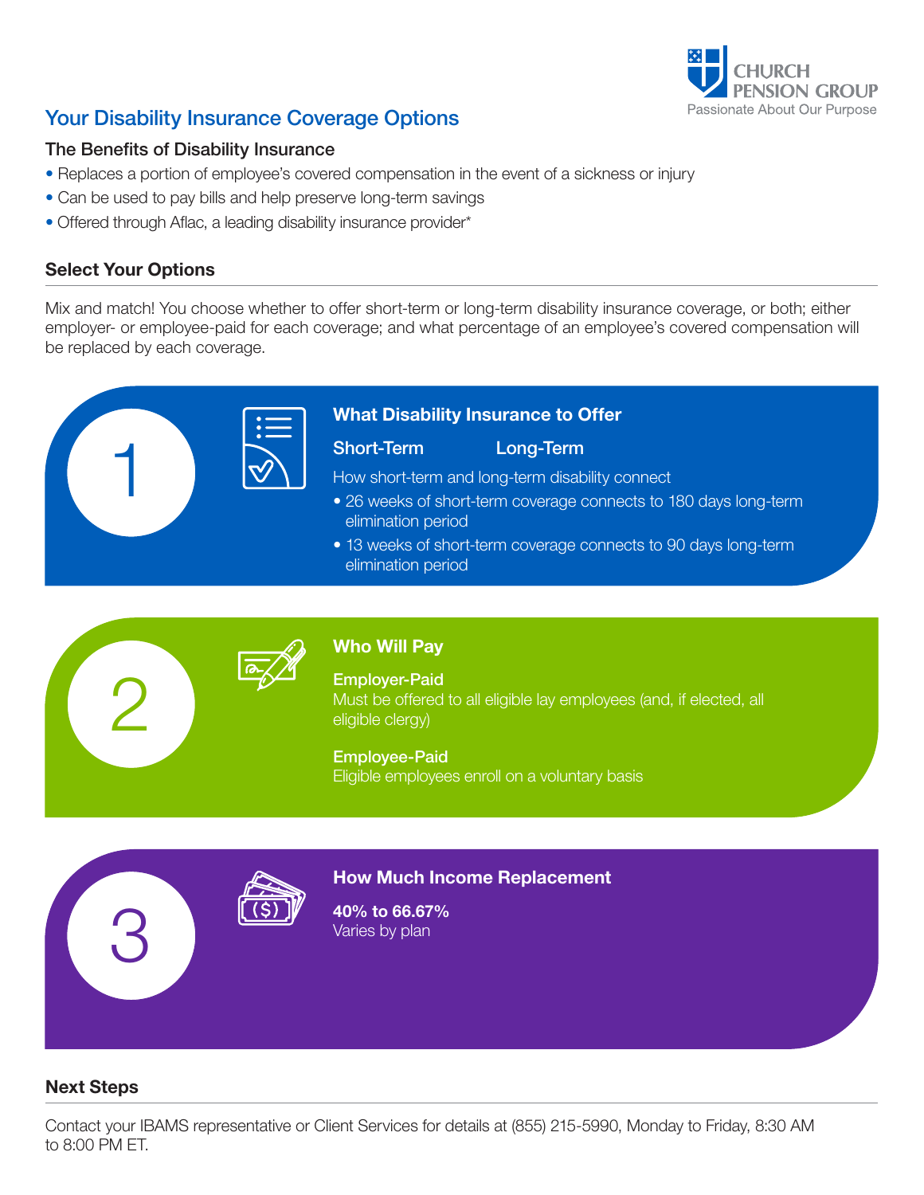# Your Disability Insurance Coverage Options

### The Benefits of Disability Insurance

- Replaces a portion of employee's covered compensation in the event of a sickness or injury
- Can be used to pay bills and help preserve long-term savings
- Offered through Aflac, a leading disability insurance provider*

### Select Your Options

Mix and match! You choose whether to offer short-term or long-term disability insurance coverage, or both; either employer- or employee-paid for each coverage; and what percentage of an employee's covered compensation will be replaced by each coverage.

## 1

### What Disability Insurance to Offer

**Short-Term** **Long-Term**

How short-term and long-term disability connect

- 26 weeks of short-term coverage connects to 180 days long-term elimination period
- 13 weeks of short-term coverage connects to 90 days long-term elimination period

## 2

### Who Will Pay

**Employer-Paid**
Must be offered to all eligible lay employees (and, if elected, all eligible clergy)

**Employee-Paid**
Eligible employees enroll on a voluntary basis

## 3

### How Much Income Replacement

**40% to 66.67%**
Varies by plan

### Next Steps

Contact your IBAMS representative or Client Services for details at (855) 215-5990, Monday to Friday, 8:30 AM to 8:00 PM ET.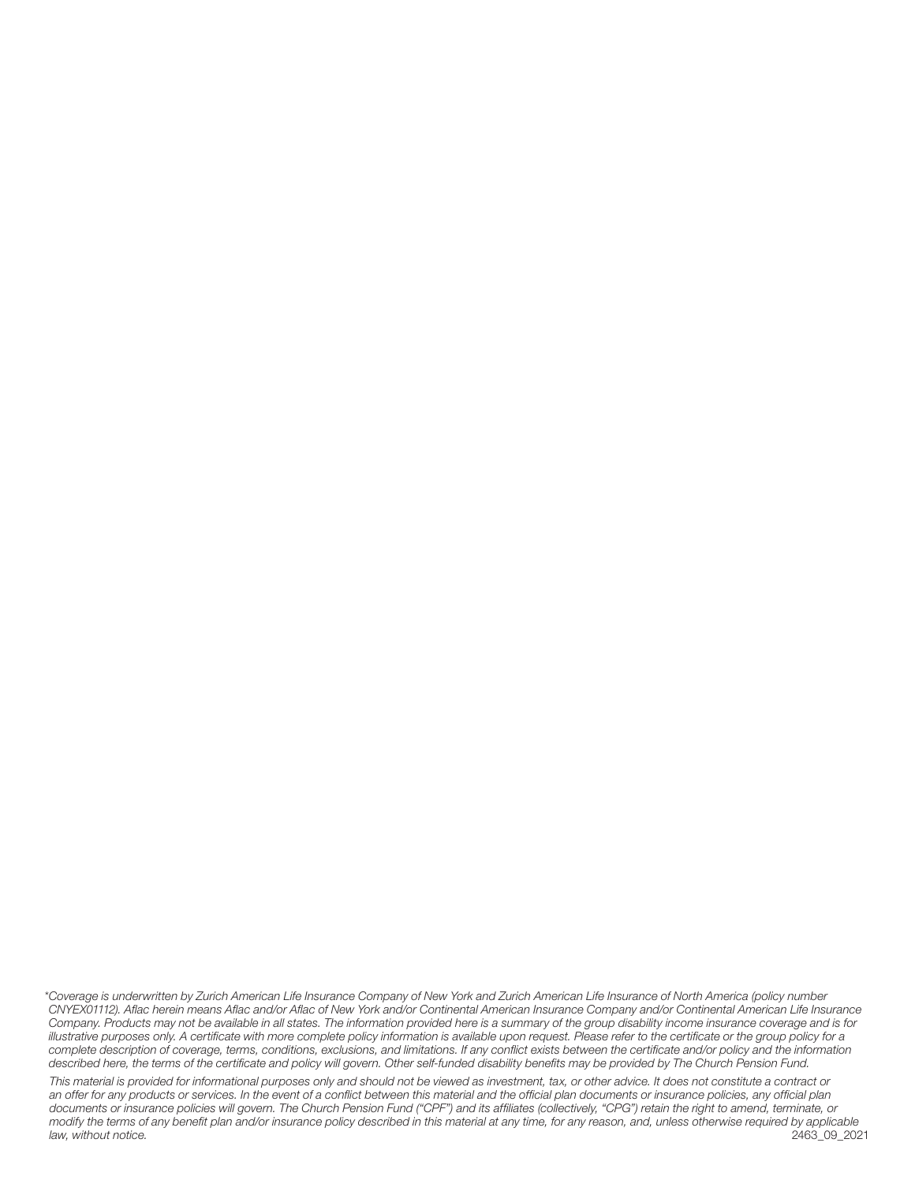*\*Coverage is underwritten by Zurich American Life Insurance Company of New York and Zurich American Life Insurance of North America (policy number CNYEX01112). Aflac herein means Aflac and/or Aflac of New York and/or Continental American Insurance Company and/or Continental American Life Insurance Company. Products may not be available in all states. The information provided here is a summary of the group disability income insurance coverage and is for illustrative purposes only. A certificate with more complete policy information is available upon request. Please refer to the certificate or the group policy for a complete description of coverage, terms, conditions, exclusions, and limitations. If any conflict exists between the certificate and/or policy and the information described here, the terms of the certificate and policy will govern. Other self-funded disability benefits may be provided by The Church Pension Fund.*

*This material is provided for informational purposes only and should not be viewed as investment, tax, or other advice. It does not constitute a contract or an offer for any products or services. In the event of a conflict between this material and the official plan documents or insurance policies, any official plan documents or insurance policies will govern. The Church Pension Fund ("CPF") and its affiliates (collectively, "CPG") retain the right to amend, terminate, or modify the terms of any benefit plan and/or insurance policy described in this material at any time, for any reason, and, unless otherwise required by applicable law, without notice.*

2463_09_2021